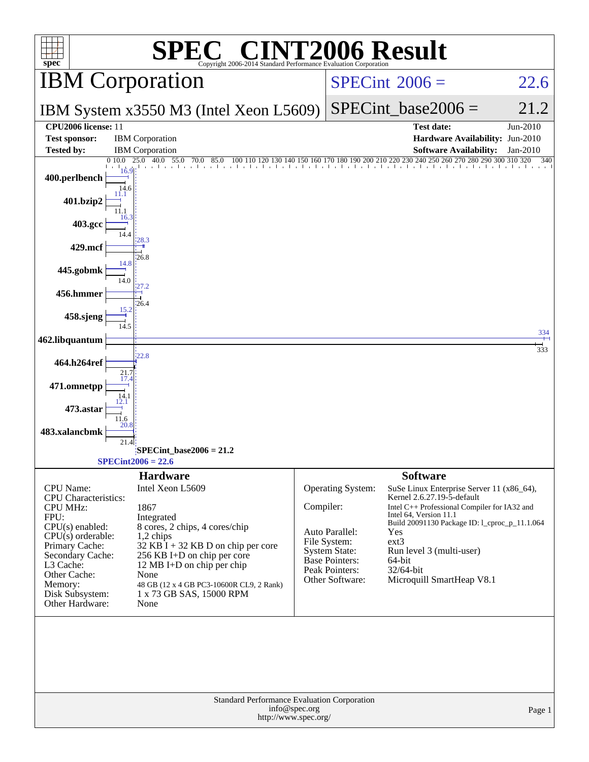# SPEC® CINT2006 Result

Copyright 2006-2014 Standard Performance Evaluation Corporation

## IBM Corporation

**SPECint 2006 = 22.6**

IBM System x3550 M3 (Intel Xeon L5609)

**SPECint_base2006 = 21.2**

| | | | |
|---|---|---|---|
| **CPU2006 license:** | 11 | **Test date:** | Jun-2010 |
| **Test sponsor:** | IBM Corporation | **Hardware Availability:** | Jun-2010 |
| **Tested by:** | IBM Corporation | **Software Availability:** | Jan-2010 |

| Benchmark | Peak | Base |
|---|---|---|
| 400.perlbench | 16.9 | 14.6 |
| 401.bzip2 | 11.1 | 11.1 |
| 403.gcc | 16.3 | 14.4 |
| 429.mcf | 28.3 | 26.8 |
| 445.gobmk | 14.8 | 14.0 |
| 456.hmmer | 27.2 | 26.4 |
| 458.sjeng | 15.2 | 14.5 |
| 462.libquantum | 334 | 333 |
| 464.h264ref | 22.8 | 21.7 |
| 471.omnetpp | 17.4 | 14.1 |
| 473.astar | 12.1 | 11.6 |
| 483.xalancbmk | 20.8 | 21.4 |

SPECint_base2006 = 21.2

SPECint2006 = 22.6

### Hardware

| | |
|---|---|
| CPU Name: | Intel Xeon L5609 |
| CPU Characteristics: | |
| CPU MHz: | 1867 |
| FPU: | Integrated |
| CPU(s) enabled: | 8 cores, 2 chips, 4 cores/chip |
| CPU(s) orderable: | 1,2 chips |
| Primary Cache: | 32 KB I + 32 KB D on chip per core |
| Secondary Cache: | 256 KB I+D on chip per core |
| L3 Cache: | 12 MB I+D on chip per chip |
| Other Cache: | None |
| Memory: | 48 GB (12 x 4 GB PC3-10600R CL9, 2 Rank) |
| Disk Subsystem: | 1 x 73 GB SAS, 15000 RPM |
| Other Hardware: | None |

### Software

| | |
|---|---|
| Operating System: | SuSe Linux Enterprise Server 11 (x86_64), Kernel 2.6.27.19-5-default |
| Compiler: | Intel C++ Professional Compiler for IA32 and Intel 64, Version 11.1 Build 20091130 Package ID: l_cproc_p_11.1.064 |
| Auto Parallel: | Yes |
| File System: | ext3 |
| System State: | Run level 3 (multi-user) |
| Base Pointers: | 64-bit |
| Peak Pointers: | 32/64-bit |
| Other Software: | Microquill SmartHeap V8.1 |

Standard Performance Evaluation Corporation
info@spec.org
http://www.spec.org/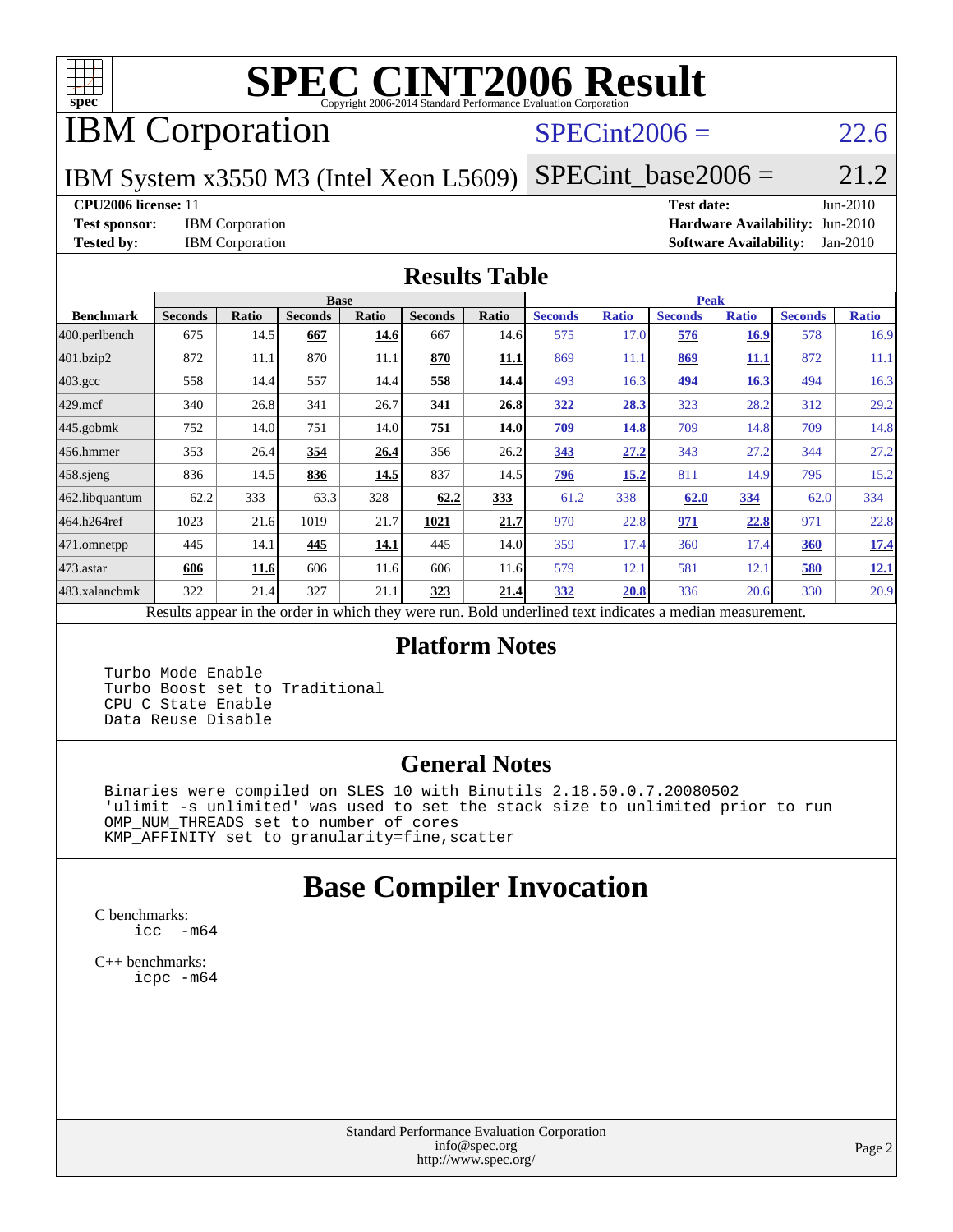# SPEC CINT2006 Result

Copyright 2006-2014 Standard Performance Evaluation Corporation

## IBM Corporation

IBM System x3550 M3 (Intel Xeon L5609)

SPECint2006 = 22.6

SPECint_base2006 = 21.2

**CPU2006 license:** 11
**Test sponsor:** IBM Corporation
**Tested by:** IBM Corporation

**Test date:** Jun-2010
**Hardware Availability:** Jun-2010
**Software Availability:** Jan-2010

## Results Table

| Benchmark | Base | | | | | | Peak | | | | | |
|---|---|---|---|---|---|---|---|---|---|---|---|---|
| | Seconds | Ratio | Seconds | Ratio | Seconds | Ratio | Seconds | Ratio | Seconds | Ratio | Seconds | Ratio |
| 400.perlbench | 675 | 14.5 | **667** | **14.6** | 667 | 14.6 | 575 | 17.0 | **576** | **16.9** | 578 | 16.9 |
| 401.bzip2 | 872 | 11.1 | 870 | 11.1 | **870** | **11.1** | 869 | 11.1 | **869** | **11.1** | 872 | 11.1 |
| 403.gcc | 558 | 14.4 | 557 | 14.4 | **558** | **14.4** | 493 | 16.3 | **494** | **16.3** | 494 | 16.3 |
| 429.mcf | 340 | 26.8 | 341 | 26.7 | **341** | **26.8** | **322** | **28.3** | 323 | 28.2 | 312 | 29.2 |
| 445.gobmk | 752 | 14.0 | 751 | 14.0 | **751** | **14.0** | **709** | **14.8** | 709 | 14.8 | 709 | 14.8 |
| 456.hmmer | 353 | 26.4 | **354** | **26.4** | 356 | 26.2 | **343** | **27.2** | 343 | 27.2 | 344 | 27.2 |
| 458.sjeng | 836 | 14.5 | **836** | **14.5** | 837 | 14.5 | **796** | **15.2** | 811 | 14.9 | 795 | 15.2 |
| 462.libquantum | 62.2 | 333 | 63.3 | 328 | **62.2** | **333** | 61.2 | 338 | **62.0** | **334** | 62.0 | 334 |
| 464.h264ref | 1023 | 21.6 | 1019 | 21.7 | **1021** | **21.7** | 970 | 22.8 | **971** | **22.8** | 971 | 22.8 |
| 471.omnetpp | 445 | 14.1 | **445** | **14.1** | 445 | 14.0 | 359 | 17.4 | 360 | 17.4 | **360** | **17.4** |
| 473.astar | **606** | **11.6** | 606 | 11.6 | 606 | 11.6 | 579 | 12.1 | 581 | 12.1 | **580** | **12.1** |
| 483.xalancbmk | 322 | 21.4 | 327 | 21.1 | **323** | **21.4** | **332** | **20.8** | 336 | 20.6 | 330 | 20.9 |

Results appear in the order in which they were run. Bold underlined text indicates a median measurement.

## Platform Notes

```
Turbo Mode Enable
Turbo Boost set to Traditional
CPU C State Enable
Data Reuse Disable
```

## General Notes

```
Binaries were compiled on SLES 10 with Binutils 2.18.50.0.7.20080502
'ulimit -s unlimited' was used to set the stack size to unlimited prior to run
OMP_NUM_THREADS set to number of cores
KMP_AFFINITY set to granularity=fine,scatter
```

## Base Compiler Invocation

C benchmarks:
```
icc  -m64
```

C++ benchmarks:
```
icpc -m64
```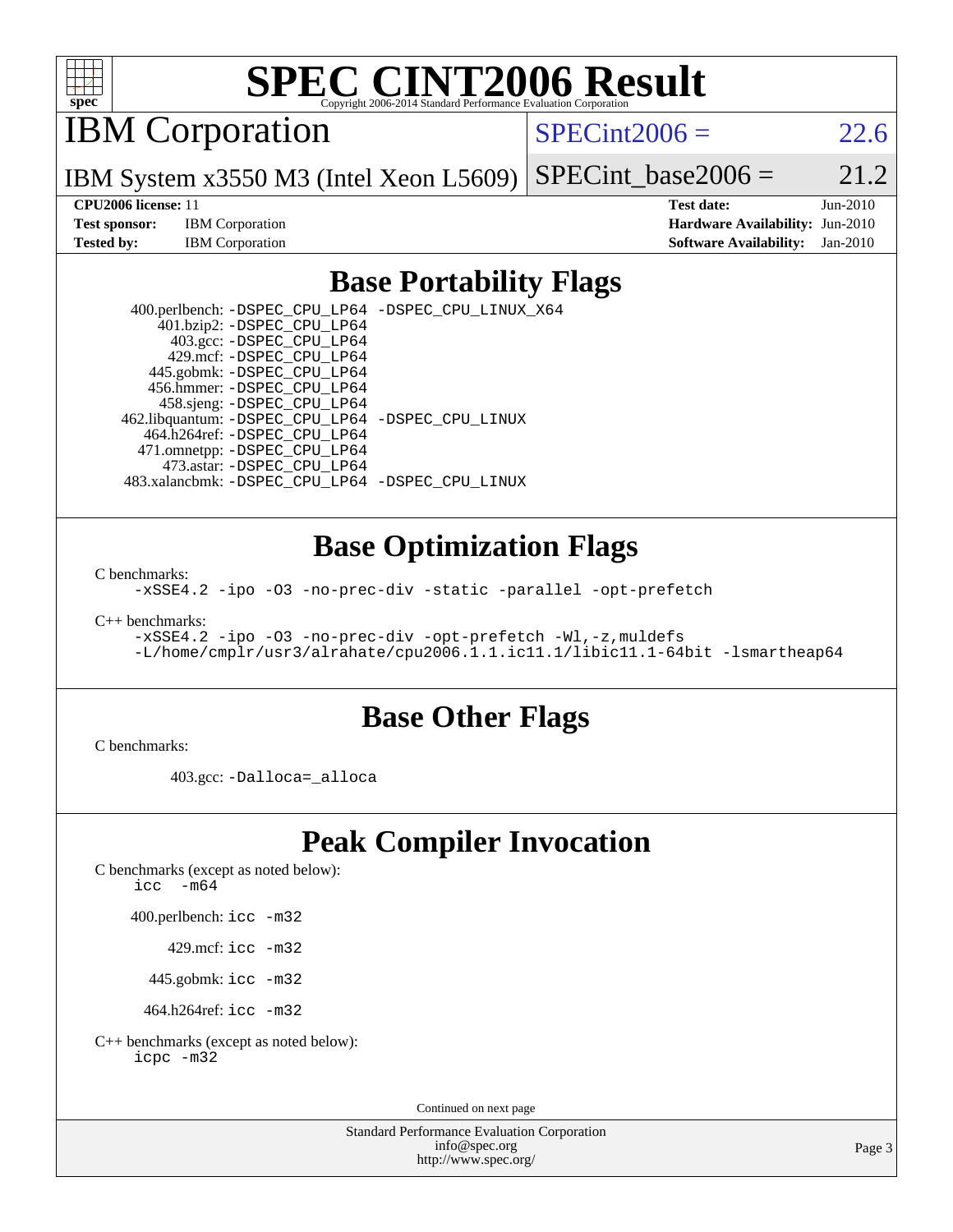# SPEC CINT2006 Result

Copyright 2006-2014 Standard Performance Evaluation Corporation

## IBM Corporation

IBM System x3550 M3 (Intel Xeon L5609)

SPECint2006 = 22.6

SPECint_base2006 = 21.2

**CPU2006 license:** 11
**Test sponsor:** IBM Corporation
**Tested by:** IBM Corporation
**Test date:** Jun-2010
**Hardware Availability:** Jun-2010
**Software Availability:** Jan-2010

## Base Portability Flags

400.perlbench: -DSPEC_CPU_LP64 -DSPEC_CPU_LINUX_X64
401.bzip2: -DSPEC_CPU_LP64
403.gcc: -DSPEC_CPU_LP64
429.mcf: -DSPEC_CPU_LP64
445.gobmk: -DSPEC_CPU_LP64
456.hmmer: -DSPEC_CPU_LP64
458.sjeng: -DSPEC_CPU_LP64
462.libquantum: -DSPEC_CPU_LP64 -DSPEC_CPU_LINUX
464.h264ref: -DSPEC_CPU_LP64
471.omnetpp: -DSPEC_CPU_LP64
473.astar: -DSPEC_CPU_LP64
483.xalancbmk: -DSPEC_CPU_LP64 -DSPEC_CPU_LINUX

## Base Optimization Flags

C benchmarks:

-xSSE4.2 -ipo -O3 -no-prec-div -static -parallel -opt-prefetch

C++ benchmarks:

-xSSE4.2 -ipo -O3 -no-prec-div -opt-prefetch -Wl,-z,muldefs
-L/home/cmplr/usr3/alrahate/cpu2006.1.1.ic11.1/libic11.1-64bit -lsmartheap64

## Base Other Flags

C benchmarks:

403.gcc: -Dalloca=_alloca

## Peak Compiler Invocation

C benchmarks (except as noted below):
icc -m64

400.perlbench: icc -m32

429.mcf: icc -m32

445.gobmk: icc -m32

464.h264ref: icc -m32

C++ benchmarks (except as noted below):
icpc -m32

Continued on next page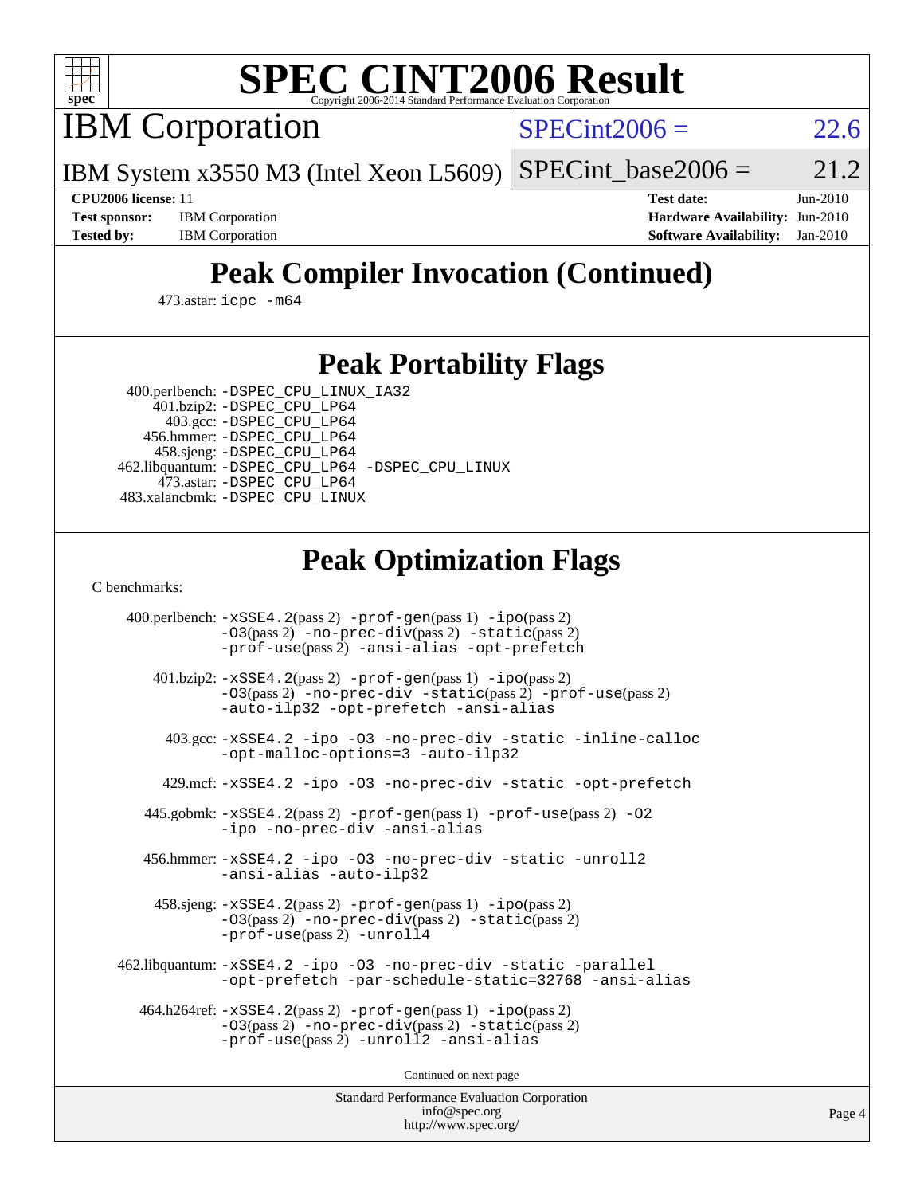# SPEC CINT2006 Result

## IBM Corporation

IBM System x3550 M3 (Intel Xeon L5609)

SPECint2006 = 22.6

SPECint_base2006 = 21.2

**CPU2006 license:** 11
**Test sponsor:** IBM Corporation
**Tested by:** IBM Corporation

**Test date:** Jun-2010
**Hardware Availability:** Jun-2010
**Software Availability:** Jan-2010

## Peak Compiler Invocation (Continued)

473.astar: icpc -m64

## Peak Portability Flags

400.perlbench: -DSPEC_CPU_LINUX_IA32
401.bzip2: -DSPEC_CPU_LP64
403.gcc: -DSPEC_CPU_LP64
456.hmmer: -DSPEC_CPU_LP64
458.sjeng: -DSPEC_CPU_LP64
462.libquantum: -DSPEC_CPU_LP64 -DSPEC_CPU_LINUX
473.astar: -DSPEC_CPU_LP64
483.xalancbmk: -DSPEC_CPU_LINUX

## Peak Optimization Flags

C benchmarks:

400.perlbench: -xSSE4.2(pass 2) -prof-gen(pass 1) -ipo(pass 2) -O3(pass 2) -no-prec-div(pass 2) -static(pass 2) -prof-use(pass 2) -ansi-alias -opt-prefetch

401.bzip2: -xSSE4.2(pass 2) -prof-gen(pass 1) -ipo(pass 2) -O3(pass 2) -no-prec-div -static(pass 2) -prof-use(pass 2) -auto-ilp32 -opt-prefetch -ansi-alias

403.gcc: -xSSE4.2 -ipo -O3 -no-prec-div -static -inline-calloc -opt-malloc-options=3 -auto-ilp32

429.mcf: -xSSE4.2 -ipo -O3 -no-prec-div -static -opt-prefetch

445.gobmk: -xSSE4.2(pass 2) -prof-gen(pass 1) -prof-use(pass 2) -O2 -ipo -no-prec-div -ansi-alias

456.hmmer: -xSSE4.2 -ipo -O3 -no-prec-div -static -unroll2 -ansi-alias -auto-ilp32

458.sjeng: -xSSE4.2(pass 2) -prof-gen(pass 1) -ipo(pass 2) -O3(pass 2) -no-prec-div(pass 2) -static(pass 2) -prof-use(pass 2) -unroll4

462.libquantum: -xSSE4.2 -ipo -O3 -no-prec-div -static -parallel -opt-prefetch -par-schedule-static=32768 -ansi-alias

464.h264ref: -xSSE4.2(pass 2) -prof-gen(pass 1) -ipo(pass 2) -O3(pass 2) -no-prec-div(pass 2) -static(pass 2) -prof-use(pass 2) -unroll2 -ansi-alias

Continued on next page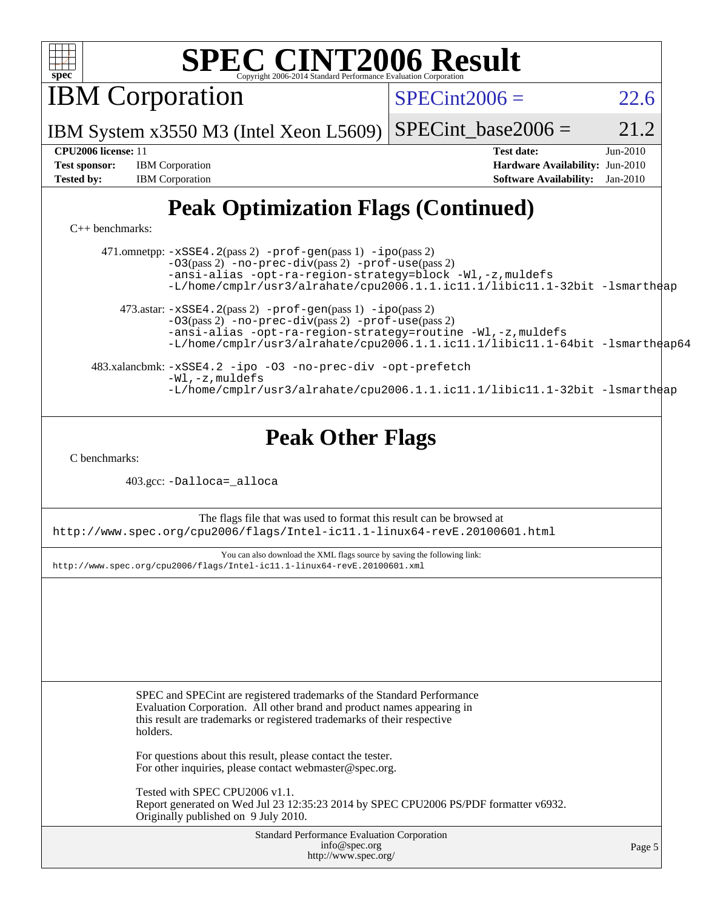## Peak Optimization Flags (Continued)

C++ benchmarks:

471.omnetpp: -xSSE4.2(pass 2) -prof-gen(pass 1) -ipo(pass 2) -O3(pass 2) -no-prec-div(pass 2) -prof-use(pass 2) -ansi-alias -opt-ra-region-strategy=block -Wl,-z,muldefs -L/home/cmplr/usr3/alrahate/cpu2006.1.1.ic11.1/libic11.1-32bit -lsmartheap

473.astar: -xSSE4.2(pass 2) -prof-gen(pass 1) -ipo(pass 2) -O3(pass 2) -no-prec-div(pass 2) -prof-use(pass 2) -ansi-alias -opt-ra-region-strategy=routine -Wl,-z,muldefs -L/home/cmplr/usr3/alrahate/cpu2006.1.1.ic11.1/libic11.1-64bit -lsmartheap64

483.xalancbmk: -xSSE4.2 -ipo -O3 -no-prec-div -opt-prefetch -Wl,-z,muldefs -L/home/cmplr/usr3/alrahate/cpu2006.1.1.ic11.1/libic11.1-32bit -lsmartheap

## Peak Other Flags

C benchmarks:

403.gcc: -Dalloca=_alloca

The flags file that was used to format this result can be browsed at
http://www.spec.org/cpu2006/flags/Intel-ic11.1-linux64-revE.20100601.html

You can also download the XML flags source by saving the following link:
http://www.spec.org/cpu2006/flags/Intel-ic11.1-linux64-revE.20100601.xml

SPEC and SPECint are registered trademarks of the Standard Performance Evaluation Corporation. All other brand and product names appearing in this result are trademarks or registered trademarks of their respective holders.

For questions about this result, please contact the tester.
For other inquiries, please contact webmaster@spec.org.

Tested with SPEC CPU2006 v1.1.
Report generated on Wed Jul 23 12:35:23 2014 by SPEC CPU2006 PS/PDF formatter v6932.
Originally published on 9 July 2010.